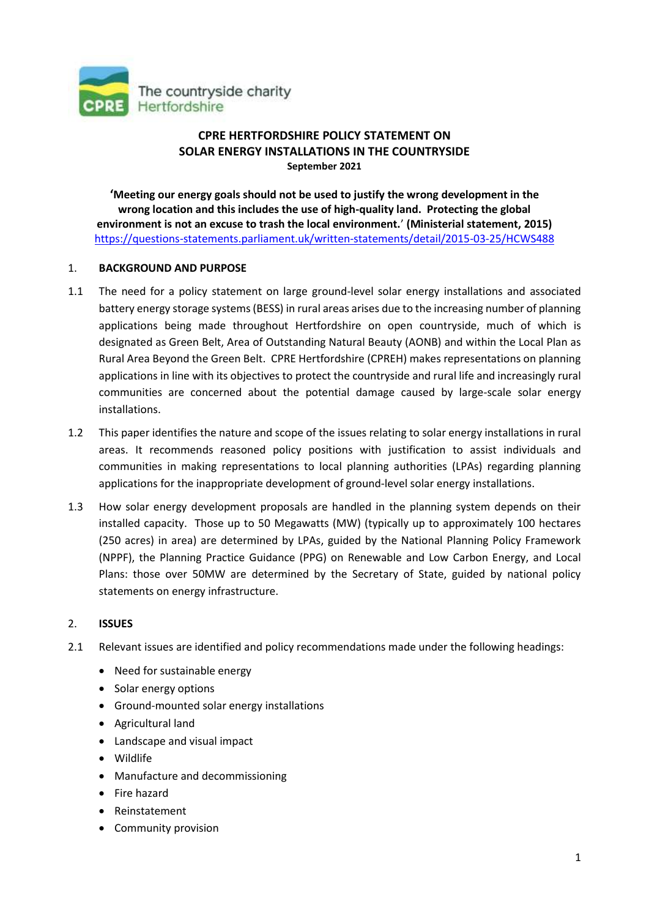The countryside charity
Hertfordshire

# CPRE HERTFORDSHIRE POLICY STATEMENT ON SOLAR ENERGY INSTALLATIONS IN THE COUNTRYSIDE

**September 2021**

**'Meeting our energy goals should not be used to justify the wrong development in the wrong location and this includes the use of high-quality land. Protecting the global environment is not an excuse to trash the local environment.' (Ministerial statement, 2015)**
https://questions-statements.parliament.uk/written-statements/detail/2015-03-25/HCWS488

## 1. BACKGROUND AND PURPOSE

1.1 The need for a policy statement on large ground-level solar energy installations and associated battery energy storage systems (BESS) in rural areas arises due to the increasing number of planning applications being made throughout Hertfordshire on open countryside, much of which is designated as Green Belt, Area of Outstanding Natural Beauty (AONB) and within the Local Plan as Rural Area Beyond the Green Belt. CPRE Hertfordshire (CPREH) makes representations on planning applications in line with its objectives to protect the countryside and rural life and increasingly rural communities are concerned about the potential damage caused by large-scale solar energy installations.

1.2 This paper identifies the nature and scope of the issues relating to solar energy installations in rural areas. It recommends reasoned policy positions with justification to assist individuals and communities in making representations to local planning authorities (LPAs) regarding planning applications for the inappropriate development of ground-level solar energy installations.

1.3 How solar energy development proposals are handled in the planning system depends on their installed capacity. Those up to 50 Megawatts (MW) (typically up to approximately 100 hectares (250 acres) in area) are determined by LPAs, guided by the National Planning Policy Framework (NPPF), the Planning Practice Guidance (PPG) on Renewable and Low Carbon Energy, and Local Plans: those over 50MW are determined by the Secretary of State, guided by national policy statements on energy infrastructure.

## 2. ISSUES

2.1 Relevant issues are identified and policy recommendations made under the following headings:

- Need for sustainable energy
- Solar energy options
- Ground-mounted solar energy installations
- Agricultural land
- Landscape and visual impact
- Wildlife
- Manufacture and decommissioning
- Fire hazard
- Reinstatement
- Community provision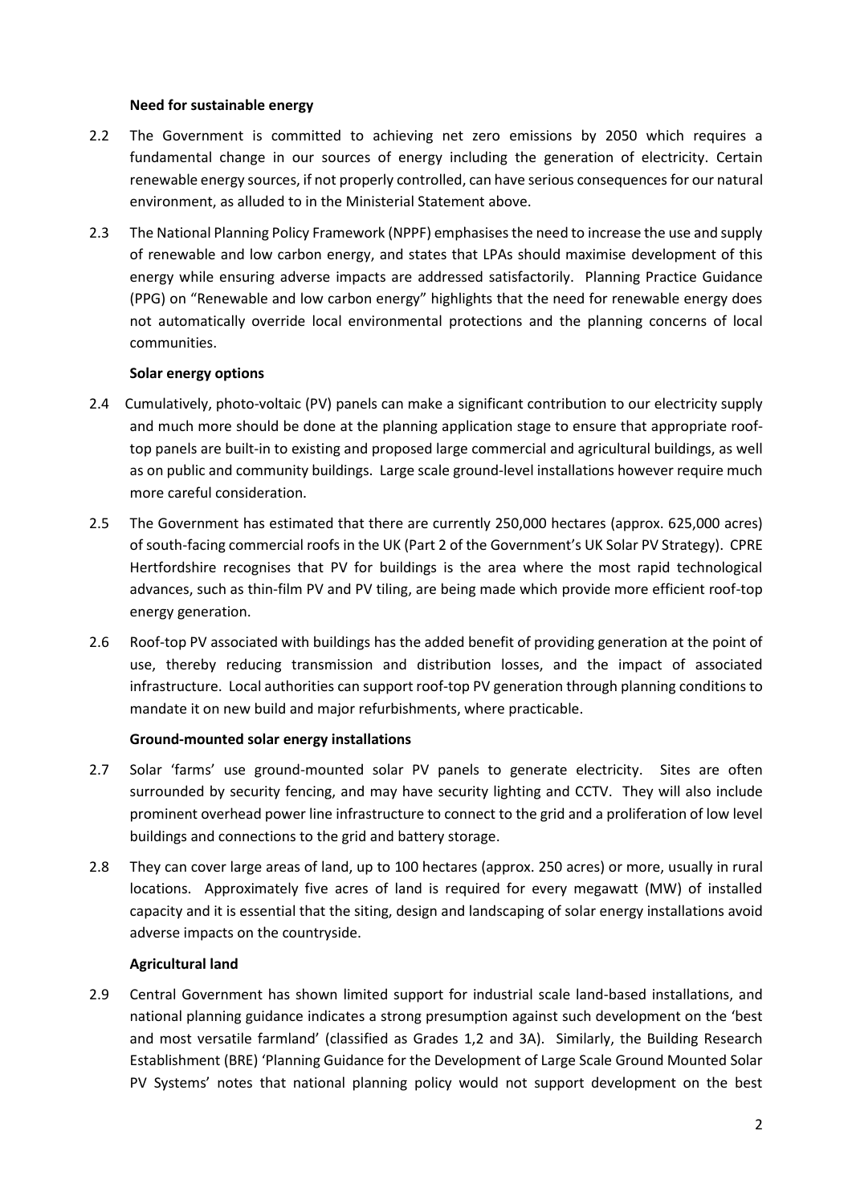**Need for sustainable energy**

2.2 The Government is committed to achieving net zero emissions by 2050 which requires a fundamental change in our sources of energy including the generation of electricity. Certain renewable energy sources, if not properly controlled, can have serious consequences for our natural environment, as alluded to in the Ministerial Statement above.

2.3 The National Planning Policy Framework (NPPF) emphasises the need to increase the use and supply of renewable and low carbon energy, and states that LPAs should maximise development of this energy while ensuring adverse impacts are addressed satisfactorily. Planning Practice Guidance (PPG) on "Renewable and low carbon energy" highlights that the need for renewable energy does not automatically override local environmental protections and the planning concerns of local communities.

**Solar energy options**

2.4 Cumulatively, photo-voltaic (PV) panels can make a significant contribution to our electricity supply and much more should be done at the planning application stage to ensure that appropriate roof-top panels are built-in to existing and proposed large commercial and agricultural buildings, as well as on public and community buildings. Large scale ground-level installations however require much more careful consideration.

2.5 The Government has estimated that there are currently 250,000 hectares (approx. 625,000 acres) of south-facing commercial roofs in the UK (Part 2 of the Government's UK Solar PV Strategy). CPRE Hertfordshire recognises that PV for buildings is the area where the most rapid technological advances, such as thin-film PV and PV tiling, are being made which provide more efficient roof-top energy generation.

2.6 Roof-top PV associated with buildings has the added benefit of providing generation at the point of use, thereby reducing transmission and distribution losses, and the impact of associated infrastructure. Local authorities can support roof-top PV generation through planning conditions to mandate it on new build and major refurbishments, where practicable.

**Ground-mounted solar energy installations**

2.7 Solar 'farms' use ground-mounted solar PV panels to generate electricity. Sites are often surrounded by security fencing, and may have security lighting and CCTV. They will also include prominent overhead power line infrastructure to connect to the grid and a proliferation of low level buildings and connections to the grid and battery storage.

2.8 They can cover large areas of land, up to 100 hectares (approx. 250 acres) or more, usually in rural locations. Approximately five acres of land is required for every megawatt (MW) of installed capacity and it is essential that the siting, design and landscaping of solar energy installations avoid adverse impacts on the countryside.

**Agricultural land**

2.9 Central Government has shown limited support for industrial scale land-based installations, and national planning guidance indicates a strong presumption against such development on the 'best and most versatile farmland' (classified as Grades 1,2 and 3A). Similarly, the Building Research Establishment (BRE) 'Planning Guidance for the Development of Large Scale Ground Mounted Solar PV Systems' notes that national planning policy would not support development on the best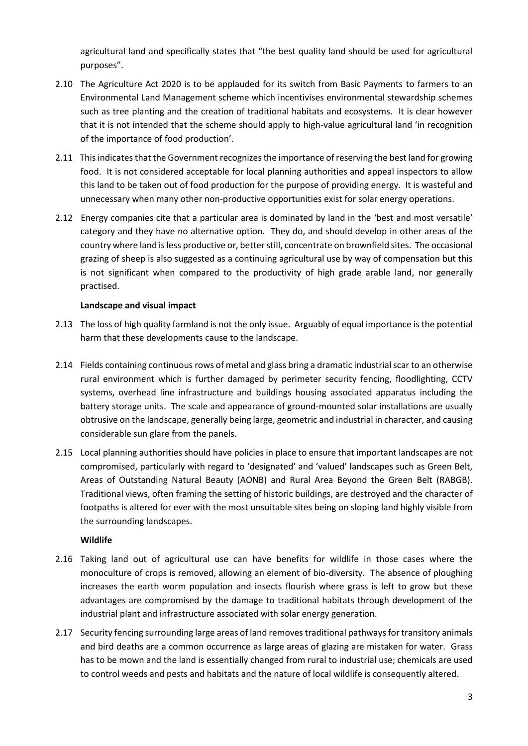agricultural land and specifically states that "the best quality land should be used for agricultural purposes".

2.10 The Agriculture Act 2020 is to be applauded for its switch from Basic Payments to farmers to an Environmental Land Management scheme which incentivises environmental stewardship schemes such as tree planting and the creation of traditional habitats and ecosystems. It is clear however that it is not intended that the scheme should apply to high-value agricultural land 'in recognition of the importance of food production'.

2.11 This indicates that the Government recognizes the importance of reserving the best land for growing food. It is not considered acceptable for local planning authorities and appeal inspectors to allow this land to be taken out of food production for the purpose of providing energy. It is wasteful and unnecessary when many other non-productive opportunities exist for solar energy operations.

2.12 Energy companies cite that a particular area is dominated by land in the 'best and most versatile' category and they have no alternative option. They do, and should develop in other areas of the country where land is less productive or, better still, concentrate on brownfield sites. The occasional grazing of sheep is also suggested as a continuing agricultural use by way of compensation but this is not significant when compared to the productivity of high grade arable land, nor generally practised.

**Landscape and visual impact**

2.13 The loss of high quality farmland is not the only issue. Arguably of equal importance is the potential harm that these developments cause to the landscape.

2.14 Fields containing continuous rows of metal and glass bring a dramatic industrial scar to an otherwise rural environment which is further damaged by perimeter security fencing, floodlighting, CCTV systems, overhead line infrastructure and buildings housing associated apparatus including the battery storage units. The scale and appearance of ground-mounted solar installations are usually obtrusive on the landscape, generally being large, geometric and industrial in character, and causing considerable sun glare from the panels.

2.15 Local planning authorities should have policies in place to ensure that important landscapes are not compromised, particularly with regard to 'designated' and 'valued' landscapes such as Green Belt, Areas of Outstanding Natural Beauty (AONB) and Rural Area Beyond the Green Belt (RABGB). Traditional views, often framing the setting of historic buildings, are destroyed and the character of footpaths is altered for ever with the most unsuitable sites being on sloping land highly visible from the surrounding landscapes.

**Wildlife**

2.16 Taking land out of agricultural use can have benefits for wildlife in those cases where the monoculture of crops is removed, allowing an element of bio-diversity. The absence of ploughing increases the earth worm population and insects flourish where grass is left to grow but these advantages are compromised by the damage to traditional habitats through development of the industrial plant and infrastructure associated with solar energy generation.

2.17 Security fencing surrounding large areas of land removes traditional pathways for transitory animals and bird deaths are a common occurrence as large areas of glazing are mistaken for water. Grass has to be mown and the land is essentially changed from rural to industrial use; chemicals are used to control weeds and pests and habitats and the nature of local wildlife is consequently altered.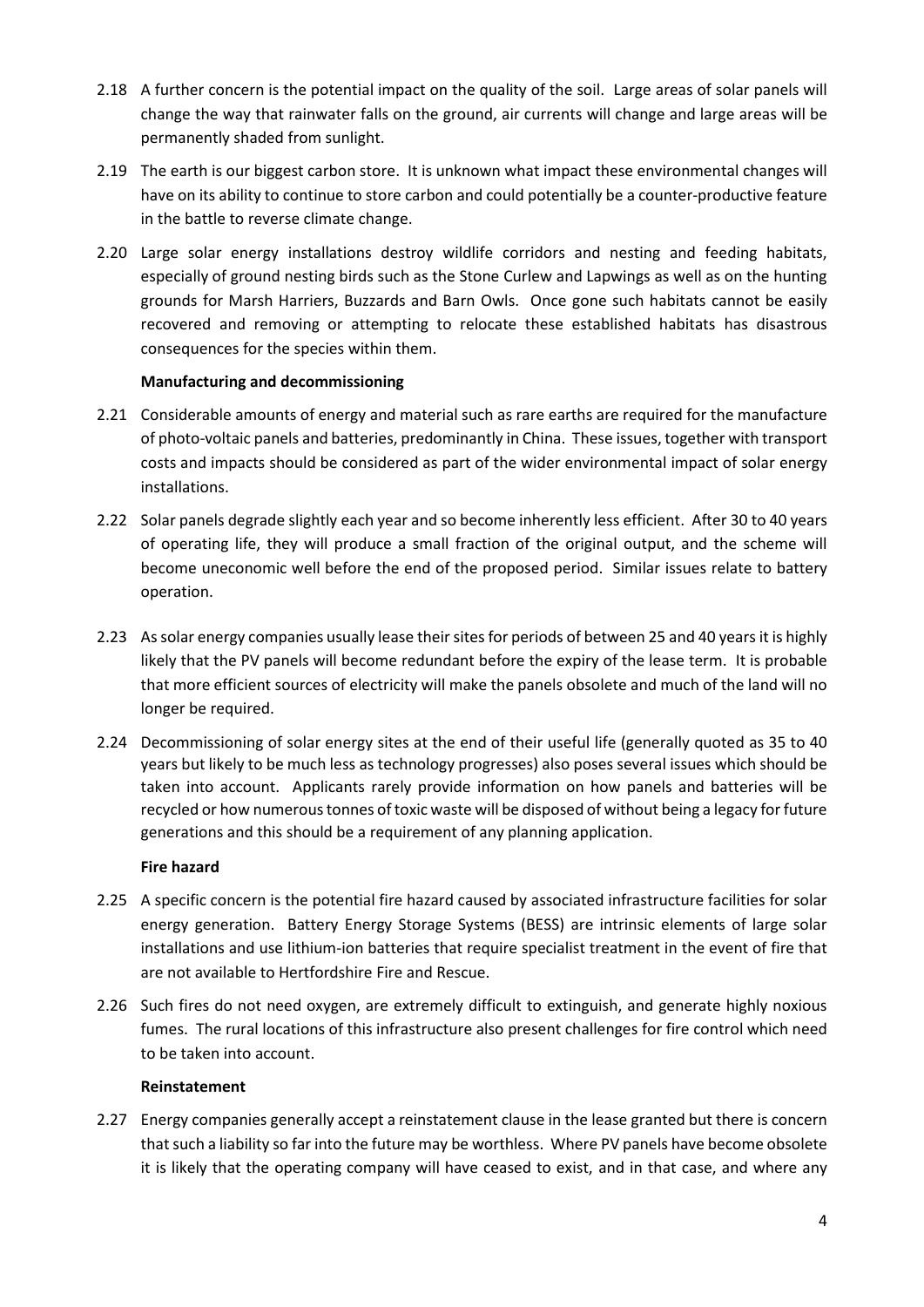2.18 A further concern is the potential impact on the quality of the soil. Large areas of solar panels will change the way that rainwater falls on the ground, air currents will change and large areas will be permanently shaded from sunlight.

2.19 The earth is our biggest carbon store. It is unknown what impact these environmental changes will have on its ability to continue to store carbon and could potentially be a counter-productive feature in the battle to reverse climate change.

2.20 Large solar energy installations destroy wildlife corridors and nesting and feeding habitats, especially of ground nesting birds such as the Stone Curlew and Lapwings as well as on the hunting grounds for Marsh Harriers, Buzzards and Barn Owls. Once gone such habitats cannot be easily recovered and removing or attempting to relocate these established habitats has disastrous consequences for the species within them.

**Manufacturing and decommissioning**

2.21 Considerable amounts of energy and material such as rare earths are required for the manufacture of photo-voltaic panels and batteries, predominantly in China. These issues, together with transport costs and impacts should be considered as part of the wider environmental impact of solar energy installations.

2.22 Solar panels degrade slightly each year and so become inherently less efficient. After 30 to 40 years of operating life, they will produce a small fraction of the original output, and the scheme will become uneconomic well before the end of the proposed period. Similar issues relate to battery operation.

2.23 As solar energy companies usually lease their sites for periods of between 25 and 40 years it is highly likely that the PV panels will become redundant before the expiry of the lease term. It is probable that more efficient sources of electricity will make the panels obsolete and much of the land will no longer be required.

2.24 Decommissioning of solar energy sites at the end of their useful life (generally quoted as 35 to 40 years but likely to be much less as technology progresses) also poses several issues which should be taken into account. Applicants rarely provide information on how panels and batteries will be recycled or how numerous tonnes of toxic waste will be disposed of without being a legacy for future generations and this should be a requirement of any planning application.

**Fire hazard**

2.25 A specific concern is the potential fire hazard caused by associated infrastructure facilities for solar energy generation. Battery Energy Storage Systems (BESS) are intrinsic elements of large solar installations and use lithium-ion batteries that require specialist treatment in the event of fire that are not available to Hertfordshire Fire and Rescue.

2.26 Such fires do not need oxygen, are extremely difficult to extinguish, and generate highly noxious fumes. The rural locations of this infrastructure also present challenges for fire control which need to be taken into account.

**Reinstatement**

2.27 Energy companies generally accept a reinstatement clause in the lease granted but there is concern that such a liability so far into the future may be worthless. Where PV panels have become obsolete it is likely that the operating company will have ceased to exist, and in that case, and where any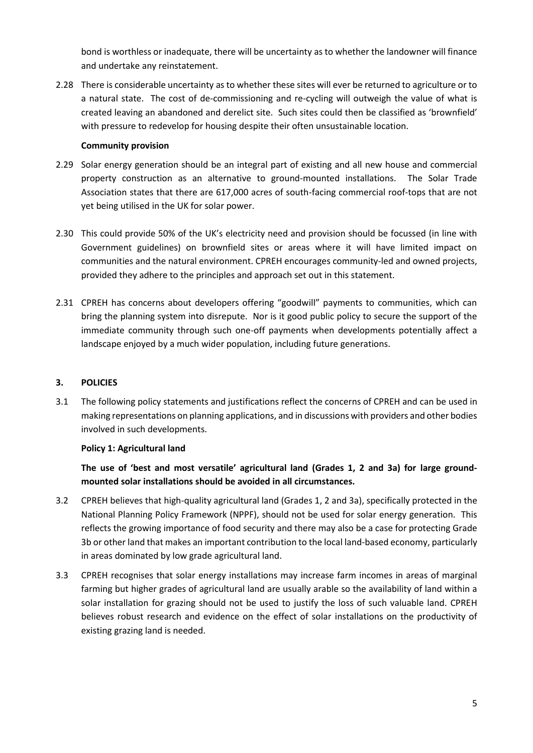bond is worthless or inadequate, there will be uncertainty as to whether the landowner will finance and undertake any reinstatement.

2.28 There is considerable uncertainty as to whether these sites will ever be returned to agriculture or to a natural state. The cost of de-commissioning and re-cycling will outweigh the value of what is created leaving an abandoned and derelict site. Such sites could then be classified as 'brownfield' with pressure to redevelop for housing despite their often unsustainable location.

**Community provision**

2.29 Solar energy generation should be an integral part of existing and all new house and commercial property construction as an alternative to ground-mounted installations. The Solar Trade Association states that there are 617,000 acres of south-facing commercial roof-tops that are not yet being utilised in the UK for solar power.

2.30 This could provide 50% of the UK's electricity need and provision should be focussed (in line with Government guidelines) on brownfield sites or areas where it will have limited impact on communities and the natural environment. CPREH encourages community-led and owned projects, provided they adhere to the principles and approach set out in this statement.

2.31 CPREH has concerns about developers offering "goodwill" payments to communities, which can bring the planning system into disrepute. Nor is it good public policy to secure the support of the immediate community through such one-off payments when developments potentially affect a landscape enjoyed by a much wider population, including future generations.

## 3. POLICIES

3.1 The following policy statements and justifications reflect the concerns of CPREH and can be used in making representations on planning applications, and in discussions with providers and other bodies involved in such developments.

**Policy 1: Agricultural land**

**The use of 'best and most versatile' agricultural land (Grades 1, 2 and 3a) for large ground-mounted solar installations should be avoided in all circumstances.**

3.2 CPREH believes that high-quality agricultural land (Grades 1, 2 and 3a), specifically protected in the National Planning Policy Framework (NPPF), should not be used for solar energy generation. This reflects the growing importance of food security and there may also be a case for protecting Grade 3b or other land that makes an important contribution to the local land-based economy, particularly in areas dominated by low grade agricultural land.

3.3 CPREH recognises that solar energy installations may increase farm incomes in areas of marginal farming but higher grades of agricultural land are usually arable so the availability of land within a solar installation for grazing should not be used to justify the loss of such valuable land. CPREH believes robust research and evidence on the effect of solar installations on the productivity of existing grazing land is needed.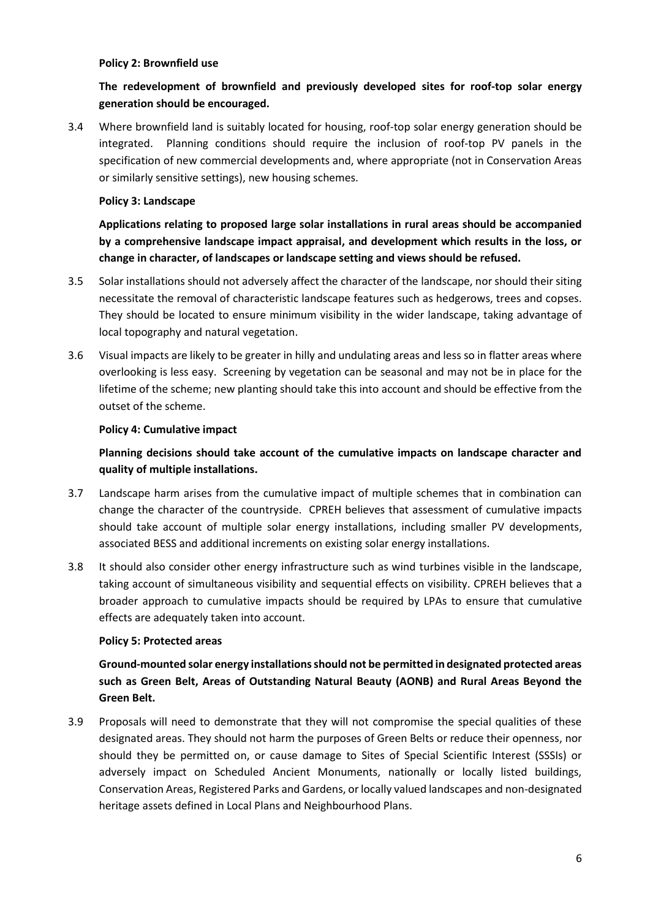**Policy 2: Brownfield use**

**The redevelopment of brownfield and previously developed sites for roof-top solar energy generation should be encouraged.**

3.4 Where brownfield land is suitably located for housing, roof-top solar energy generation should be integrated. Planning conditions should require the inclusion of roof-top PV panels in the specification of new commercial developments and, where appropriate (not in Conservation Areas or similarly sensitive settings), new housing schemes.

**Policy 3: Landscape**

**Applications relating to proposed large solar installations in rural areas should be accompanied by a comprehensive landscape impact appraisal, and development which results in the loss, or change in character, of landscapes or landscape setting and views should be refused.**

3.5 Solar installations should not adversely affect the character of the landscape, nor should their siting necessitate the removal of characteristic landscape features such as hedgerows, trees and copses. They should be located to ensure minimum visibility in the wider landscape, taking advantage of local topography and natural vegetation.

3.6 Visual impacts are likely to be greater in hilly and undulating areas and less so in flatter areas where overlooking is less easy. Screening by vegetation can be seasonal and may not be in place for the lifetime of the scheme; new planting should take this into account and should be effective from the outset of the scheme.

**Policy 4: Cumulative impact**

**Planning decisions should take account of the cumulative impacts on landscape character and quality of multiple installations.**

3.7 Landscape harm arises from the cumulative impact of multiple schemes that in combination can change the character of the countryside. CPREH believes that assessment of cumulative impacts should take account of multiple solar energy installations, including smaller PV developments, associated BESS and additional increments on existing solar energy installations.

3.8 It should also consider other energy infrastructure such as wind turbines visible in the landscape, taking account of simultaneous visibility and sequential effects on visibility. CPREH believes that a broader approach to cumulative impacts should be required by LPAs to ensure that cumulative effects are adequately taken into account.

**Policy 5: Protected areas**

**Ground-mounted solar energy installations should not be permitted in designated protected areas such as Green Belt, Areas of Outstanding Natural Beauty (AONB) and Rural Areas Beyond the Green Belt.**

3.9 Proposals will need to demonstrate that they will not compromise the special qualities of these designated areas. They should not harm the purposes of Green Belts or reduce their openness, nor should they be permitted on, or cause damage to Sites of Special Scientific Interest (SSSIs) or adversely impact on Scheduled Ancient Monuments, nationally or locally listed buildings, Conservation Areas, Registered Parks and Gardens, or locally valued landscapes and non-designated heritage assets defined in Local Plans and Neighbourhood Plans.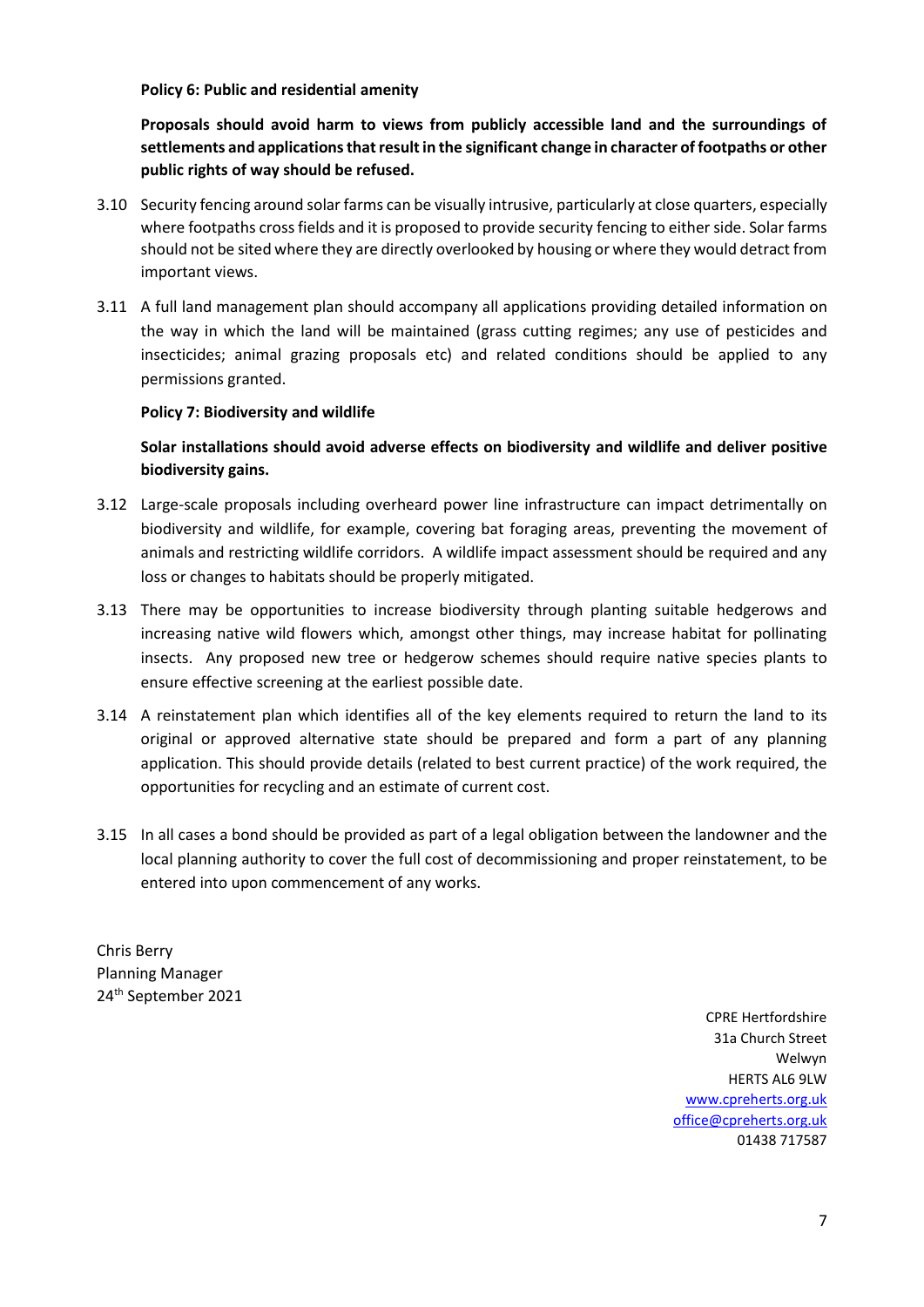**Policy 6: Public and residential amenity**

**Proposals should avoid harm to views from publicly accessible land and the surroundings of settlements and applications that result in the significant change in character of footpaths or other public rights of way should be refused.**

3.10 Security fencing around solar farms can be visually intrusive, particularly at close quarters, especially where footpaths cross fields and it is proposed to provide security fencing to either side. Solar farms should not be sited where they are directly overlooked by housing or where they would detract from important views.

3.11 A full land management plan should accompany all applications providing detailed information on the way in which the land will be maintained (grass cutting regimes; any use of pesticides and insecticides; animal grazing proposals etc) and related conditions should be applied to any permissions granted.

**Policy 7: Biodiversity and wildlife**

**Solar installations should avoid adverse effects on biodiversity and wildlife and deliver positive biodiversity gains.**

3.12 Large-scale proposals including overheard power line infrastructure can impact detrimentally on biodiversity and wildlife, for example, covering bat foraging areas, preventing the movement of animals and restricting wildlife corridors. A wildlife impact assessment should be required and any loss or changes to habitats should be properly mitigated.

3.13 There may be opportunities to increase biodiversity through planting suitable hedgerows and increasing native wild flowers which, amongst other things, may increase habitat for pollinating insects. Any proposed new tree or hedgerow schemes should require native species plants to ensure effective screening at the earliest possible date.

3.14 A reinstatement plan which identifies all of the key elements required to return the land to its original or approved alternative state should be prepared and form a part of any planning application. This should provide details (related to best current practice) of the work required, the opportunities for recycling and an estimate of current cost.

3.15 In all cases a bond should be provided as part of a legal obligation between the landowner and the local planning authority to cover the full cost of decommissioning and proper reinstatement, to be entered into upon commencement of any works.

Chris Berry
Planning Manager
24th September 2021

CPRE Hertfordshire
31a Church Street
Welwyn
HERTS AL6 9LW
www.cpreherts.org.uk
office@cpreherts.org.uk
01438 717587